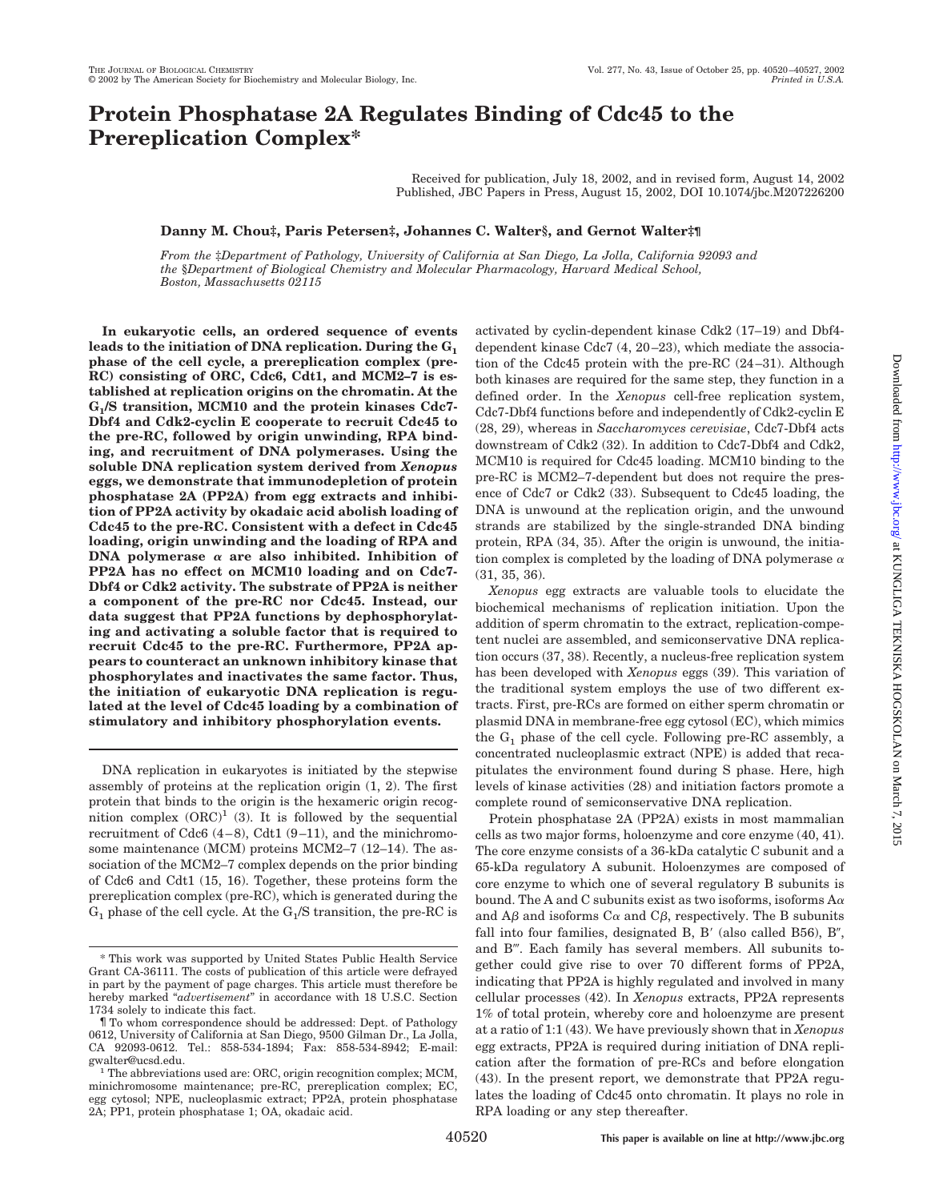# Protein Phosphatase 2A Regulates Binding of Cdc45 to the Prereplication Complex*

Received for publication, July 18, 2002, and in revised form, August 14, 2002
Published, JBC Papers in Press, August 15, 2002, DOI 10.1074/jbc.M207226200

**Danny M. Chou‡, Paris Petersen‡, Johannes C. Walter§, and Gernot Walter‡¶**

*From the ‡Department of Pathology, University of California at San Diego, La Jolla, California 92093 and the §Department of Biological Chemistry and Molecular Pharmacology, Harvard Medical School, Boston, Massachusetts 02115*

**In eukaryotic cells, an ordered sequence of events leads to the initiation of DNA replication. During the $G_1$ phase of the cell cycle, a prereplication complex (pre-RC) consisting of ORC, Cdc6, Cdt1, and MCM2–7 is established at replication origins on the chromatin. At the $G_1$/S transition, MCM10 and the protein kinases Cdc7-Dbf4 and Cdk2-cyclin E cooperate to recruit Cdc45 to the pre-RC, followed by origin unwinding, RPA binding, and recruitment of DNA polymerases. Using the soluble DNA replication system derived from *Xenopus* eggs, we demonstrate that immunodepletion of protein phosphatase 2A (PP2A) from egg extracts and inhibition of PP2A activity by okadaic acid abolish loading of Cdc45 to the pre-RC. Consistent with a defect in Cdc45 loading, origin unwinding and the loading of RPA and DNA polymerase α are also inhibited. Inhibition of PP2A has no effect on MCM10 loading and on Cdc7-Dbf4 or Cdk2 activity. The substrate of PP2A is neither a component of the pre-RC nor Cdc45. Instead, our data suggest that PP2A functions by dephosphorylating and activating a soluble factor that is required to recruit Cdc45 to the pre-RC. Furthermore, PP2A appears to counteract an unknown inhibitory kinase that phosphorylates and inactivates the same factor. Thus, the initiation of eukaryotic DNA replication is regulated at the level of Cdc45 loading by a combination of stimulatory and inhibitory phosphorylation events.**

DNA replication in eukaryotes is initiated by the stepwise assembly of proteins at the replication origin (1, 2). The first protein that binds to the origin is the hexameric origin recognition complex (ORC)[1] (3). It is followed by the sequential recruitment of Cdc6 (4–8), Cdt1 (9–11), and the minichromosome maintenance (MCM) proteins MCM2–7 (12–14). The association of the MCM2–7 complex depends on the prior binding of Cdc6 and Cdt1 (15, 16). Together, these proteins form the prereplication complex (pre-RC), which is generated during the $G_1$ phase of the cell cycle. At the $G_1$/S transition, the pre-RC is activated by cyclin-dependent kinase Cdk2 (17–19) and Dbf4-dependent kinase Cdc7 (4, 20–23), which mediate the association of the Cdc45 protein with the pre-RC (24–31). Although both kinases are required for the same step, they function in a defined order. In the *Xenopus* cell-free replication system, Cdc7-Dbf4 functions before and independently of Cdk2-cyclin E (28, 29), whereas in *Saccharomyces cerevisiae*, Cdc7-Dbf4 acts downstream of Cdk2 (32). In addition to Cdc7-Dbf4 and Cdk2, MCM10 is required for Cdc45 loading. MCM10 binding to the pre-RC is MCM2–7-dependent but does not require the presence of Cdc7 or Cdk2 (33). Subsequent to Cdc45 loading, the DNA is unwound at the replication origin, and the unwound strands are stabilized by the single-stranded DNA binding protein, RPA (34, 35). After the origin is unwound, the initiation complex is completed by the loading of DNA polymerase α (31, 35, 36).

*Xenopus* egg extracts are valuable tools to elucidate the biochemical mechanisms of replication initiation. Upon the addition of sperm chromatin to the extract, replication-competent nuclei are assembled, and semiconservative DNA replication occurs (37, 38). Recently, a nucleus-free replication system has been developed with *Xenopus* eggs (39). This variation of the traditional system employs the use of two different extracts. First, pre-RCs are formed on either sperm chromatin or plasmid DNA in membrane-free egg cytosol (EC), which mimics the $G_1$ phase of the cell cycle. Following pre-RC assembly, a concentrated nucleoplasmic extract (NPE) is added that recapitulates the environment found during S phase. Here, high levels of kinase activities (28) and initiation factors promote a complete round of semiconservative DNA replication.

Protein phosphatase 2A (PP2A) exists in most mammalian cells as two major forms, holoenzyme and core enzyme (40, 41). The core enzyme consists of a 36-kDa catalytic C subunit and a 65-kDa regulatory A subunit. Holoenzymes are composed of core enzyme to which one of several regulatory B subunits is bound. The A and C subunits exist as two isoforms, isoforms Aα and Aβ and isoforms Cα and Cβ, respectively. The B subunits fall into four families, designated B, B′ (also called B56), B″, and B‴. Each family has several members. All subunits together could give rise to over 70 different forms of PP2A, indicating that PP2A is highly regulated and involved in many cellular processes (42). In *Xenopus* extracts, PP2A represents 1% of total protein, whereby core and holoenzyme are present at a ratio of 1:1 (43). We have previously shown that in *Xenopus* egg extracts, PP2A is required during initiation of DNA replication after the formation of pre-RCs and before elongation (43). In the present report, we demonstrate that PP2A regulates the loading of Cdc45 onto chromatin. It plays no role in RPA loading or any step thereafter.

---

\* This work was supported by United States Public Health Service Grant CA-36111. The costs of publication of this article were defrayed in part by the payment of page charges. This article must therefore be hereby marked "*advertisement*" in accordance with 18 U.S.C. Section 1734 solely to indicate this fact.

¶ To whom correspondence should be addressed: Dept. of Pathology 0612, University of California at San Diego, 9500 Gilman Dr., La Jolla, CA 92093-0612. Tel.: 858-534-1894; Fax: 858-534-8942; E-mail: gwalter@ucsd.edu.

[1] The abbreviations used are: ORC, origin recognition complex; MCM, minichromosome maintenance; pre-RC, prereplication complex; EC, egg cytosol; NPE, nucleoplasmic extract; PP2A, protein phosphatase 2A; PP1, protein phosphatase 1; OA, okadaic acid.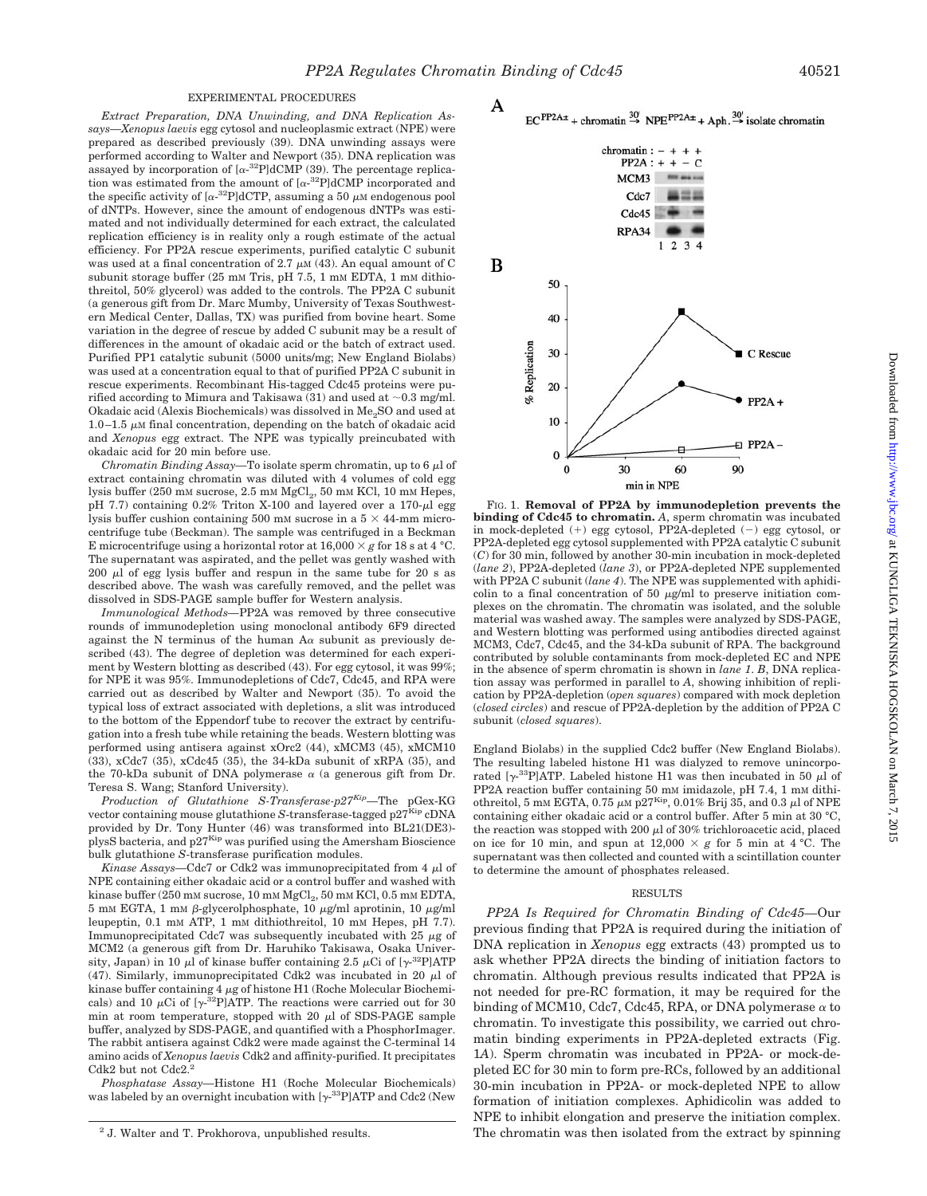## EXPERIMENTAL PROCEDURES

*Extract Preparation, DNA Unwinding, and DNA Replication Assays*—*Xenopus laevis* egg cytosol and nucleoplasmic extract (NPE) were prepared as described previously (39). DNA unwinding assays were performed according to Walter and Newport (35). DNA replication was assayed by incorporation of [$\alpha$-$^{32}$P]dCMP (39). The percentage replication was estimated from the amount of [$\alpha$-$^{32}$P]dCMP incorporated and the specific activity of [$\alpha$-$^{32}$P]dCTP, assuming a 50 $\mu$M endogenous pool of dNTPs. However, since the amount of endogenous dNTPs was estimated and not individually determined for each extract, the calculated replication efficiency is in reality only a rough estimate of the actual efficiency. For PP2A rescue experiments, purified catalytic C subunit was used at a final concentration of 2.7 $\mu$M (43). An equal amount of C subunit storage buffer (25 mM Tris, pH 7.5, 1 mM EDTA, 1 mM dithiothreitol, 50% glycerol) was added to the controls. The PP2A C subunit (a generous gift from Dr. Marc Mumby, University of Texas Southwestern Medical Center, Dallas, TX) was purified from bovine heart. Some variation in the degree of rescue by added C subunit may be a result of differences in the amount of okadaic acid or the batch of extract used. Purified PP1 catalytic subunit (5000 units/mg; New England Biolabs) was used at a concentration equal to that of purified PP2A C subunit in rescue experiments. Recombinant His-tagged Cdc45 proteins were purified according to Mimura and Takisawa (31) and used at ~0.3 mg/ml. Okadaic acid (Alexis Biochemicals) was dissolved in $Me_2SO$ and used at 1.0–1.5 $\mu$M final concentration, depending on the batch of okadaic acid and *Xenopus* egg extract. The NPE was typically preincubated with okadaic acid for 20 min before use.

*Chromatin Binding Assay*—To isolate sperm chromatin, up to 6 $\mu$l of extract containing chromatin was diluted with 4 volumes of cold egg lysis buffer (250 mM sucrose, 2.5 mM $MgCl_2$, 50 mM KCl, 10 mM Hepes, pH 7.7) containing 0.2% Triton X-100 and layered over a 170-$\mu$l egg lysis buffer cushion containing 500 mM sucrose in a 5 × 44-mm microcentrifuge tube (Beckman). The sample was centrifuged in a Beckman E microcentrifuge using a horizontal rotor at 16,000 × *g* for 18 s at 4 °C. The supernatant was aspirated, and the pellet was gently washed with 200 $\mu$l of egg lysis buffer and respun in the same tube for 20 s as described above. The wash was carefully removed, and the pellet was dissolved in SDS-PAGE sample buffer for Western analysis.

*Immunological Methods*—PP2A was removed by three consecutive rounds of immunodepletion using monoclonal antibody 6F9 directed against the N terminus of the human A$\alpha$ subunit as previously described (43). The degree of depletion was determined for each experiment by Western blotting as described (43). For egg cytosol, it was 99%; for NPE it was 95%. Immunodepletions of Cdc7, Cdc45, and RPA were carried out as described by Walter and Newport (35). To avoid the typical loss of extract associated with depletions, a slit was introduced to the bottom of the Eppendorf tube to recover the extract by centrifugation into a fresh tube while retaining the beads. Western blotting was performed using antisera against xOrc2 (44), xMCM3 (45), xMCM10 (33), xCdc7 (35), xCdc45 (35), the 34-kDa subunit of xRPA (35), and the 70-kDa subunit of DNA polymerase $\alpha$ (a generous gift from Dr. Teresa S. Wang; Stanford University).

*Production of Glutathione S-Transferase-p27$^{Kip}$*—The pGex-KG vector containing mouse glutathione *S*-transferase-tagged p27$^{Kip}$ cDNA provided by Dr. Tony Hunter (46) was transformed into BL21(DE3)-plysS bacteria, and p27$^{Kip}$ was purified using the Amersham Bioscience bulk glutathione *S*-transferase purification modules.

*Kinase Assays*—Cdc7 or Cdk2 was immunoprecipitated from 4 $\mu$l of NPE containing either okadaic acid or a control buffer and washed with kinase buffer (250 mM sucrose, 10 mM $MgCl_2$, 50 mM KCl, 0.5 mM EDTA, 5 mM EGTA, 1 mM $\beta$-glycerolphosphate, 10 $\mu$g/ml aprotinin, 10 $\mu$g/ml leupeptin, 0.1 mM ATP, 1 mM dithiothreitol, 10 mM Hepes, pH 7.7). Immunoprecipitated Cdc7 was subsequently incubated with 25 $\mu$g of MCM2 (a generous gift from Dr. Haruhiko Takisawa, Osaka University, Japan) in 10 $\mu$l of kinase buffer containing 2.5 $\mu$Ci of [$\gamma$-$^{32}$P]ATP (47). Similarly, immunoprecipitated Cdk2 was incubated in 20 $\mu$l of kinase buffer containing 4 $\mu$g of histone H1 (Roche Molecular Biochemicals) and 10 $\mu$Ci of [$\gamma$-$^{32}$P]ATP. The reactions were carried out for 30 min at room temperature, stopped with 20 $\mu$l of SDS-PAGE sample buffer, analyzed by SDS-PAGE, and quantified with a PhosphorImager. The rabbit antisera against Cdk2 were made against the C-terminal 14 amino acids of *Xenopus laevis* Cdk2 and affinity-purified. It precipitates Cdk2 but not Cdc2.[2]

*Phosphatase Assay*—Histone H1 (Roche Molecular Biochemicals) was labeled by an overnight incubation with [$\gamma$-$^{33}$P]ATP and Cdc2 (New England Biolabs) in the supplied Cdc2 buffer (New England Biolabs). The resulting labeled histone H1 was dialyzed to remove unincorporated [$\gamma$-$^{33}$P]ATP. Labeled histone H1 was then incubated in 50 $\mu$l of PP2A reaction buffer containing 50 mM imidazole, pH 7.4, 1 mM dithiothreitol, 5 mM EGTA, 0.75 $\mu$M p27$^{Kip}$, 0.01% Brij 35, and 0.3 $\mu$l of NPE containing either okadaic acid or a control buffer. After 5 min at 30 °C, the reaction was stopped with 200 $\mu$l of 30% trichloroacetic acid, placed on ice for 10 min, and spun at 12,000 × *g* for 5 min at 4 °C. The supernatant was then collected and counted with a scintillation counter to determine the amount of phosphates released.

[2] J. Walter and T. Prokhorova, unpublished results.

**FIG. 1. Removal of PP2A by immunodepletion prevents the binding of Cdc45 to chromatin.** *A*, sperm chromatin was incubated in mock-depleted (+) egg cytosol, PP2A-depleted (−) egg cytosol, or PP2A-depleted egg cytosol supplemented with PP2A catalytic C subunit (*C*) for 30 min, followed by another 30-min incubation in mock-depleted (*lane 2*), PP2A-depleted (*lane 3*), or PP2A-depleted NPE supplemented with PP2A C subunit (*lane 4*). The NPE was supplemented with aphidicolin to a final concentration of 50 $\mu$g/ml to preserve initiation complexes on the chromatin. The chromatin was isolated, and the soluble material was washed away. The samples were analyzed by SDS-PAGE, and Western blotting was performed using antibodies directed against MCM3, Cdc7, Cdc45, and the 34-kDa subunit of RPA. The background contributed by soluble contaminants from mock-depleted EC and NPE in the absence of sperm chromatin is shown in *lane 1*. *B*, DNA replication assay was performed in parallel to *A*, showing inhibition of replication by PP2A-depletion (*open squares*) compared with mock depletion (*closed circles*) and rescue of PP2A-depletion by the addition of PP2A C subunit (*closed squares*).

## RESULTS

*PP2A Is Required for Chromatin Binding of Cdc45*—Our previous finding that PP2A is required during the initiation of DNA replication in *Xenopus* egg extracts (43) prompted us to ask whether PP2A directs the binding of initiation factors to chromatin. Although previous results indicated that PP2A is not needed for pre-RC formation, it may be required for the binding of MCM10, Cdc7, Cdc45, RPA, or DNA polymerase $\alpha$ to chromatin. To investigate this possibility, we carried out chromatin binding experiments in PP2A-depleted extracts (Fig. 1*A*). Sperm chromatin was incubated in PP2A- or mock-depleted EC for 30 min to form pre-RCs, followed by an additional 30-min incubation in PP2A- or mock-depleted NPE to allow formation of initiation complexes. Aphidicolin was added to NPE to inhibit elongation and preserve the initiation complex. The chromatin was then isolated from the extract by spinning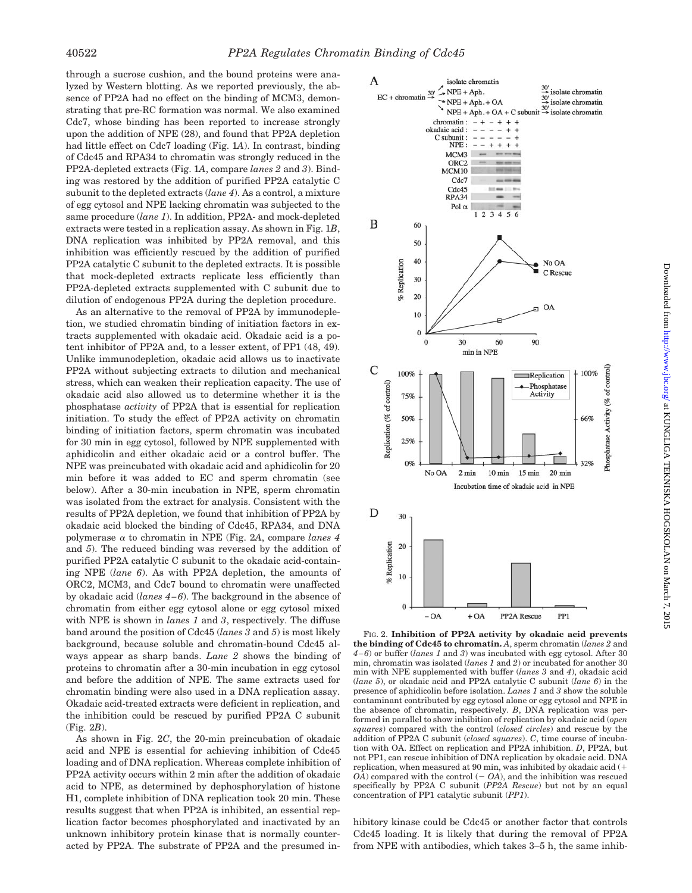through a sucrose cushion, and the bound proteins were analyzed by Western blotting. As we reported previously, the absence of PP2A had no effect on the binding of MCM3, demonstrating that pre-RC formation was normal. We also examined Cdc7, whose binding has been reported to increase strongly upon the addition of NPE (28), and found that PP2A depletion had little effect on Cdc7 loading (Fig. 1*A*). In contrast, binding of Cdc45 and RPA34 to chromatin was strongly reduced in the PP2A-depleted extracts (Fig. 1*A*, compare *lanes 2* and *3*). Binding was restored by the addition of purified PP2A catalytic C subunit to the depleted extracts (*lane 4*). As a control, a mixture of egg cytosol and NPE lacking chromatin was subjected to the same procedure (*lane 1*). In addition, PP2A- and mock-depleted extracts were tested in a replication assay. As shown in Fig. 1*B*, DNA replication was inhibited by PP2A removal, and this inhibition was efficiently rescued by the addition of purified PP2A catalytic C subunit to the depleted extracts. It is possible that mock-depleted extracts replicate less efficiently than PP2A-depleted extracts supplemented with C subunit due to dilution of endogenous PP2A during the depletion procedure.

As an alternative to the removal of PP2A by immunodepletion, we studied chromatin binding of initiation factors in extracts supplemented with okadaic acid. Okadaic acid is a potent inhibitor of PP2A and, to a lesser extent, of PP1 (48, 49). Unlike immunodepletion, okadaic acid allows us to inactivate PP2A without subjecting extracts to dilution and mechanical stress, which can weaken their replication capacity. The use of okadaic acid also allowed us to determine whether it is the phosphatase *activity* of PP2A that is essential for replication initiation. To study the effect of PP2A activity on chromatin binding of initiation factors, sperm chromatin was incubated for 30 min in egg cytosol, followed by NPE supplemented with aphidicolin and either okadaic acid or a control buffer. The NPE was preincubated with okadaic acid and aphidicolin for 20 min before it was added to EC and sperm chromatin (see below). After a 30-min incubation in NPE, sperm chromatin was isolated from the extract for analysis. Consistent with the results of PP2A depletion, we found that inhibition of PP2A by okadaic acid blocked the binding of Cdc45, RPA34, and DNA polymerase α to chromatin in NPE (Fig. 2*A*, compare *lanes 4* and *5*). The reduced binding was reversed by the addition of purified PP2A catalytic C subunit to the okadaic acid-containing NPE (*lane 6*). As with PP2A depletion, the amounts of ORC2, MCM3, and Cdc7 bound to chromatin were unaffected by okadaic acid (*lanes 4–6*). The background in the absence of chromatin from either egg cytosol alone or egg cytosol mixed with NPE is shown in *lanes 1* and *3*, respectively. The diffuse band around the position of Cdc45 (*lanes 3* and *5*) is most likely background, because soluble and chromatin-bound Cdc45 always appear as sharp bands. *Lane 2* shows the binding of proteins to chromatin after a 30-min incubation in egg cytosol and before the addition of NPE. The same extracts used for chromatin binding were also used in a DNA replication assay. Okadaic acid-treated extracts were deficient in replication, and the inhibition could be rescued by purified PP2A C subunit (Fig. 2*B*).

As shown in Fig. 2*C*, the 20-min preincubation of okadaic acid and NPE is essential for achieving inhibition of Cdc45 loading and of DNA replication. Whereas complete inhibition of PP2A activity occurs within 2 min after the addition of okadaic acid to NPE, as determined by dephosphorylation of histone H1, complete inhibition of DNA replication took 20 min. These results suggest that when PP2A is inhibited, an essential replication factor becomes phosphorylated and inactivated by an unknown inhibitory protein kinase that is normally counteracted by PP2A. The substrate of PP2A and the presumed inhibitory kinase could be Cdc45 or another factor that controls Cdc45 loading. It is likely that during the removal of PP2A from NPE with antibodies, which takes 3–5 h, the same inhib-

FIG. 2. **Inhibition of PP2A activity by okadaic acid prevents the binding of Cdc45 to chromatin.** *A*, sperm chromatin (*lanes 2* and *4–6*) or buffer (*lanes 1* and *3*) was incubated with egg cytosol. After 30 min, chromatin was isolated (*lanes 1* and *2*) or incubated for another 30 min with NPE supplemented with buffer (*lanes 3* and *4*), okadaic acid (*lane 5*), or okadaic acid and PP2A catalytic C subunit (*lane 6*) in the presence of aphidicolin before isolation. *Lanes 1* and *3* show the soluble contaminant contributed by egg cytosol alone or egg cytosol and NPE in the absence of chromatin, respectively. *B*, DNA replication was performed in parallel to show inhibition of replication by okadaic acid (*open squares*) compared with the control (*closed circles*) and rescue by the addition of PP2A C subunit (*closed squares*). *C*, time course of incubation with OA. Effect on replication and PP2A inhibition. *D*, PP2A, but not PP1, can rescue inhibition of DNA replication by okadaic acid. DNA replication, when measured at 90 min, was inhibited by okadaic acid (*+ OA*) compared with the control (*− OA*), and the inhibition was rescued specifically by PP2A C subunit (*PP2A Rescue*) but not by an equal concentration of PP1 catalytic subunit (*PP1*).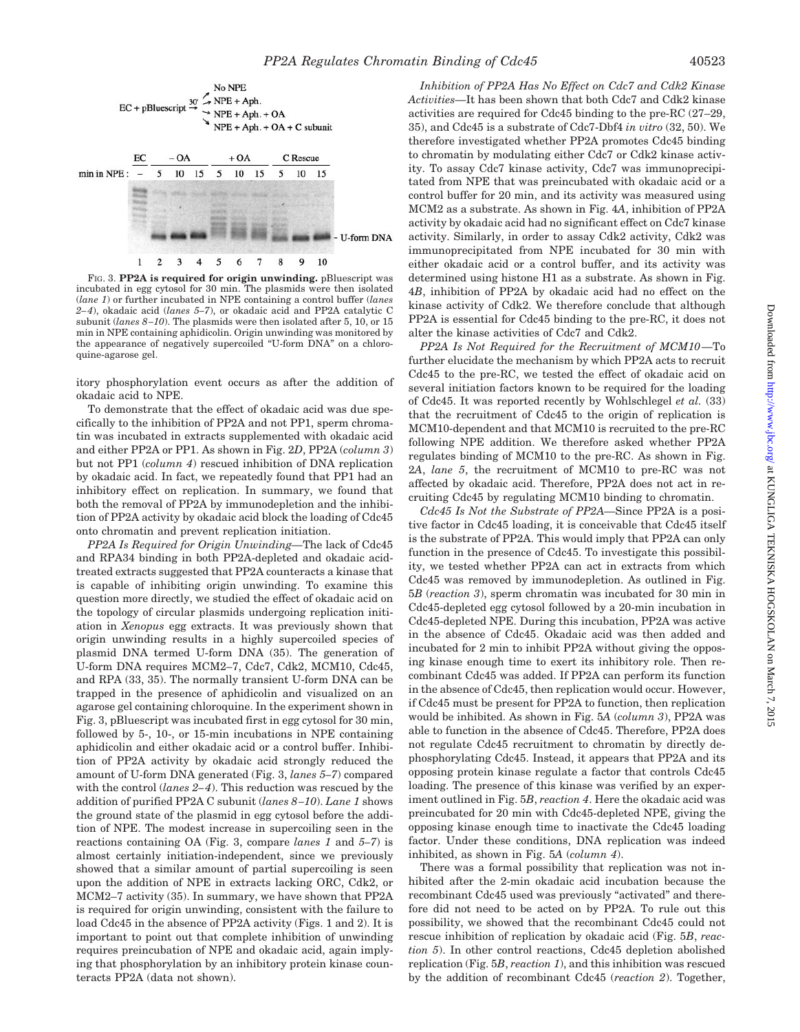FIG. 3. **PP2A is required for origin unwinding.** pBluescript was incubated in egg cytosol for 30 min. The plasmids were then isolated (*lane 1*) or further incubated in NPE containing a control buffer (*lanes 2–4*), okadaic acid (*lanes 5–7*), or okadaic acid and PP2A catalytic C subunit (*lanes 8–10*). The plasmids were then isolated after 5, 10, or 15 min in NPE containing aphidicolin. Origin unwinding was monitored by the appearance of negatively supercoiled "U-form DNA" on a chloroquine-agarose gel.

itory phosphorylation event occurs as after the addition of okadaic acid to NPE.

To demonstrate that the effect of okadaic acid was due specifically to the inhibition of PP2A and not PP1, sperm chromatin was incubated in extracts supplemented with okadaic acid and either PP2A or PP1. As shown in Fig. 2*D*, PP2A (*column 3*) but not PP1 (*column 4*) rescued inhibition of DNA replication by okadaic acid. In fact, we repeatedly found that PP1 had an inhibitory effect on replication. In summary, we found that both the removal of PP2A by immunodepletion and the inhibition of PP2A activity by okadaic acid block the loading of Cdc45 onto chromatin and prevent replication initiation.

*PP2A Is Required for Origin Unwinding*—The lack of Cdc45 and RPA34 binding in both PP2A-depleted and okadaic acid-treated extracts suggested that PP2A counteracts a kinase that is capable of inhibiting origin unwinding. To examine this question more directly, we studied the effect of okadaic acid on the topology of circular plasmids undergoing replication initiation in *Xenopus* egg extracts. It was previously shown that origin unwinding results in a highly supercoiled species of plasmid DNA termed U-form DNA (35). The generation of U-form DNA requires MCM2–7, Cdc7, Cdk2, MCM10, Cdc45, and RPA (33, 35). The normally transient U-form DNA can be trapped in the presence of aphidicolin and visualized on an agarose gel containing chloroquine. In the experiment shown in Fig. 3, pBluescript was incubated first in egg cytosol for 30 min, followed by 5-, 10-, or 15-min incubations in NPE containing aphidicolin and either okadaic acid or a control buffer. Inhibition of PP2A activity by okadaic acid strongly reduced the amount of U-form DNA generated (Fig. 3, *lanes 5–7*) compared with the control (*lanes 2–4*). This reduction was rescued by the addition of purified PP2A C subunit (*lanes 8–10*). *Lane 1* shows the ground state of the plasmid in egg cytosol before the addition of NPE. The modest increase in supercoiling seen in the reactions containing OA (Fig. 3, compare *lanes 1* and *5–7*) is almost certainly initiation-independent, since we previously showed that a similar amount of partial supercoiling is seen upon the addition of NPE in extracts lacking ORC, Cdk2, or MCM2–7 activity (35). In summary, we have shown that PP2A is required for origin unwinding, consistent with the failure to load Cdc45 in the absence of PP2A activity (Figs. 1 and 2). It is important to point out that complete inhibition of unwinding requires preincubation of NPE and okadaic acid, again implying that phosphorylation by an inhibitory protein kinase counteracts PP2A (data not shown).

*Inhibition of PP2A Has No Effect on Cdc7 and Cdk2 Kinase Activities*—It has been shown that both Cdc7 and Cdk2 kinase activities are required for Cdc45 binding to the pre-RC (27–29, 35), and Cdc45 is a substrate of Cdc7-Dbf4 *in vitro* (32, 50). We therefore investigated whether PP2A promotes Cdc45 binding to chromatin by modulating either Cdc7 or Cdk2 kinase activity. To assay Cdc7 kinase activity, Cdc7 was immunoprecipitated from NPE that was preincubated with okadaic acid or a control buffer for 20 min, and its activity was measured using MCM2 as a substrate. As shown in Fig. 4*A*, inhibition of PP2A activity by okadaic acid had no significant effect on Cdc7 kinase activity. Similarly, in order to assay Cdk2 activity, Cdk2 was immunoprecipitated from NPE incubated for 30 min with either okadaic acid or a control buffer, and its activity was determined using histone H1 as a substrate. As shown in Fig. 4*B*, inhibition of PP2A by okadaic acid had no effect on the kinase activity of Cdk2. We therefore conclude that although PP2A is essential for Cdc45 binding to the pre-RC, it does not alter the kinase activities of Cdc7 and Cdk2.

*PP2A Is Not Required for the Recruitment of MCM10*—To further elucidate the mechanism by which PP2A acts to recruit Cdc45 to the pre-RC, we tested the effect of okadaic acid on several initiation factors known to be required for the loading of Cdc45. It was reported recently by Wohlschlegel *et al.* (33) that the recruitment of Cdc45 to the origin of replication is MCM10-dependent and that MCM10 is recruited to the pre-RC following NPE addition. We therefore asked whether PP2A regulates binding of MCM10 to the pre-RC. As shown in Fig. 2*A*, *lane 5*, the recruitment of MCM10 to pre-RC was not affected by okadaic acid. Therefore, PP2A does not act in recruiting Cdc45 by regulating MCM10 binding to chromatin.

*Cdc45 Is Not the Substrate of PP2A*—Since PP2A is a positive factor in Cdc45 loading, it is conceivable that Cdc45 itself is the substrate of PP2A. This would imply that PP2A can only function in the presence of Cdc45. To investigate this possibility, we tested whether PP2A can act in extracts from which Cdc45 was removed by immunodepletion. As outlined in Fig. 5*B* (*reaction 3*), sperm chromatin was incubated for 30 min in Cdc45-depleted egg cytosol followed by a 20-min incubation in Cdc45-depleted NPE. During this incubation, PP2A was active in the absence of Cdc45. Okadaic acid was then added and incubated for 2 min to inhibit PP2A without giving the opposing kinase enough time to exert its inhibitory role. Then recombinant Cdc45 was added. If PP2A can perform its function in the absence of Cdc45, then replication would occur. However, if Cdc45 must be present for PP2A to function, then replication would be inhibited. As shown in Fig. 5*A* (*column 3*), PP2A was able to function in the absence of Cdc45. Therefore, PP2A does not regulate Cdc45 recruitment to chromatin by directly dephosphorylating Cdc45. Instead, it appears that PP2A and its opposing protein kinase regulate a factor that controls Cdc45 loading. The presence of this kinase was verified by an experiment outlined in Fig. 5*B*, *reaction 4*. Here the okadaic acid was preincubated for 20 min with Cdc45-depleted NPE, giving the opposing kinase enough time to inactivate the Cdc45 loading factor. Under these conditions, DNA replication was indeed inhibited, as shown in Fig. 5*A* (*column 4*).

There was a formal possibility that replication was not inhibited after the 2-min okadaic acid incubation because the recombinant Cdc45 used was previously "activated" and therefore did not need to be acted on by PP2A. To rule out this possibility, we showed that the recombinant Cdc45 could not rescue inhibition of replication by okadaic acid (Fig. 5*B*, *reaction 5*). In other control reactions, Cdc45 depletion abolished replication (Fig. 5*B*, *reaction 1*), and this inhibition was rescued by the addition of recombinant Cdc45 (*reaction 2*). Together,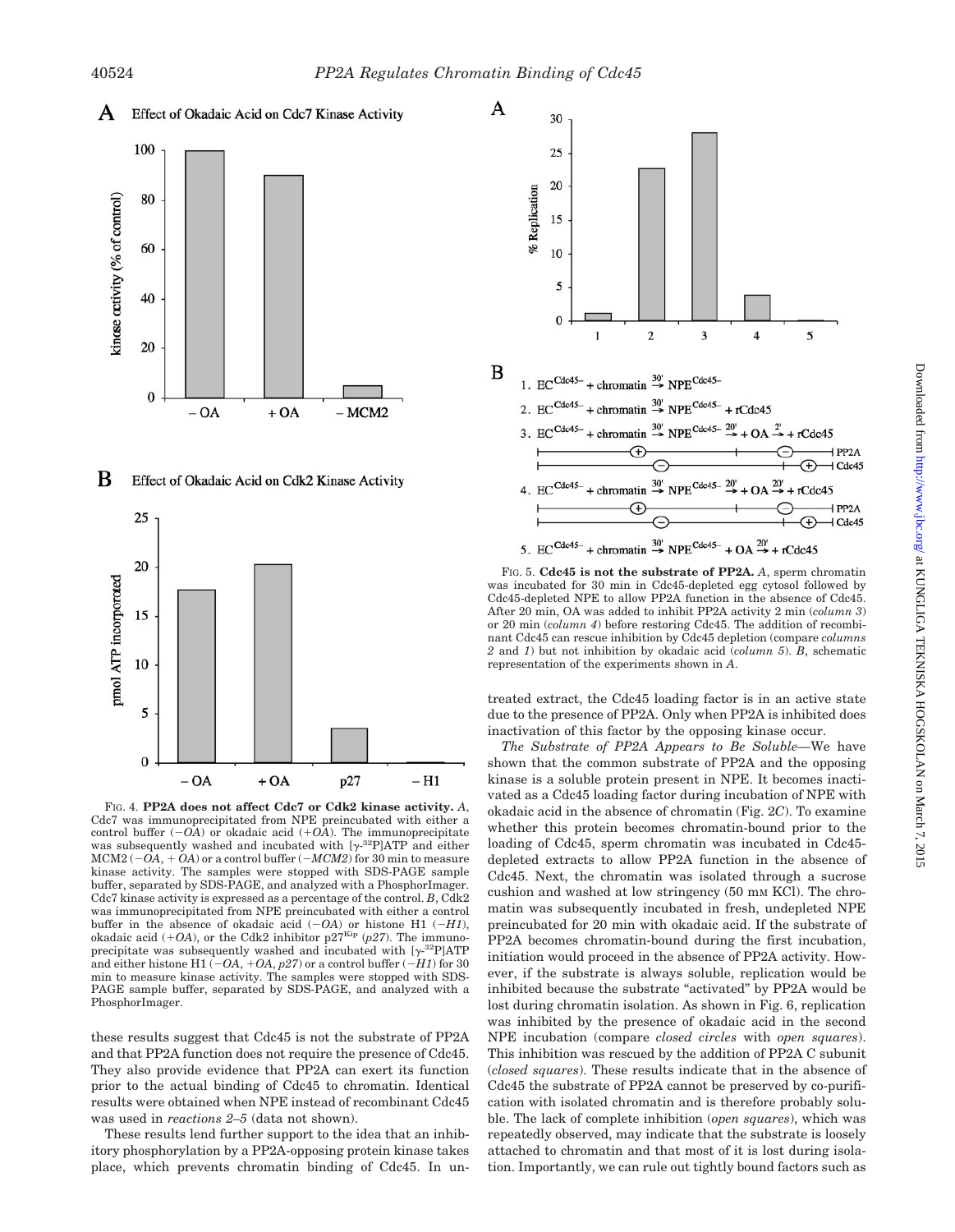**A** Effect of Okadaic Acid on Cdc7 Kinase Activity

**B** Effect of Okadaic Acid on Cdk2 Kinase Activity

FIG. 4. **PP2A does not affect Cdc7 or Cdk2 kinase activity.** *A*, Cdc7 was immunoprecipitated from NPE preincubated with either a control buffer (*−OA*) or okadaic acid (*+OA*). The immunoprecipitate was subsequently washed and incubated with [$\gamma$-$^{32}$P]ATP and either MCM2 (*−OA*, *+ OA*) or a control buffer (*−MCM2*) for 30 min to measure kinase activity. The samples were stopped with SDS-PAGE sample buffer, separated by SDS-PAGE, and analyzed with a PhosphorImager. Cdc7 kinase activity is expressed as a percentage of the control. *B*, Cdk2 was immunoprecipitated from NPE preincubated with either a control buffer in the absence of okadaic acid (*−OA*) or histone H1 (*−H1*), okadaic acid (*+OA*), or the Cdk2 inhibitor p27$^{Kip}$ (*p27*). The immunoprecipitate was subsequently washed and incubated with [$\gamma$-$^{32}$P]ATP and either histone H1 (*−OA*, *+OA*, *p27*) or a control buffer (*−H1*) for 30 min to measure kinase activity. The samples were stopped with SDS-PAGE sample buffer, separated by SDS-PAGE, and analyzed with a PhosphorImager.

these results suggest that Cdc45 is not the substrate of PP2A and that PP2A function does not require the presence of Cdc45. They also provide evidence that PP2A can exert its function prior to the actual binding of Cdc45 to chromatin. Identical results were obtained when NPE instead of recombinant Cdc45 was used in *reactions 2–5* (data not shown).

These results lend further support to the idea that an inhibitory phosphorylation by a PP2A-opposing protein kinase takes place, which prevents chromatin binding of Cdc45. In untreated extract, the Cdc45 loading factor is in an active state due to the presence of PP2A. Only when PP2A is inhibited does inactivation of this factor by the opposing kinase occur.

**A**

**B**

1. $EC^{Cdc45-}$ + chromatin $\xrightarrow{30'}$ $NPE^{Cdc45-}$
2. $EC^{Cdc45-}$ + chromatin $\xrightarrow{30'}$ $NPE^{Cdc45-}$ + rCdc45
3. $EC^{Cdc45-}$ + chromatin $\xrightarrow{30'}$ $NPE^{Cdc45-}$ $\xrightarrow{20'}$ + OA $\xrightarrow{2'}$ + rCdc45
4. $EC^{Cdc45-}$ + chromatin $\xrightarrow{30'}$ $NPE^{Cdc45-}$ $\xrightarrow{20'}$ + OA $\xrightarrow{20'}$ + rCdc45
5. $EC^{Cdc45-}$ + chromatin $\xrightarrow{30'}$ $NPE^{Cdc45-}$ + OA $\xrightarrow{20'}$ + rCdc45

FIG. 5. **Cdc45 is not the substrate of PP2A.** *A*, sperm chromatin was incubated for 30 min in Cdc45-depleted egg cytosol followed by Cdc45-depleted NPE to allow PP2A function in the absence of Cdc45. After 20 min, OA was added to inhibit PP2A activity 2 min (*column 3*) or 20 min (*column 4*) before restoring Cdc45. The addition of recombinant Cdc45 can rescue inhibition by Cdc45 depletion (compare *columns 2* and *1*) but not inhibition by okadaic acid (*column 5*). *B*, schematic representation of the experiments shown in *A*.

*The Substrate of PP2A Appears to Be Soluble*—We have shown that the common substrate of PP2A and the opposing kinase is a soluble protein present in NPE. It becomes inactivated as a Cdc45 loading factor during incubation of NPE with okadaic acid in the absence of chromatin (Fig. 2*C*). To examine whether this protein becomes chromatin-bound prior to the loading of Cdc45, sperm chromatin was incubated in Cdc45-depleted extracts to allow PP2A function in the absence of Cdc45. Next, the chromatin was isolated through a sucrose cushion and washed at low stringency (50 mM KCl). The chromatin was subsequently incubated in fresh, undepleted NPE preincubated for 20 min with okadaic acid. If the substrate of PP2A becomes chromatin-bound during the first incubation, initiation would proceed in the absence of PP2A activity. However, if the substrate is always soluble, replication would be inhibited because the substrate "activated" by PP2A would be lost during chromatin isolation. As shown in Fig. 6, replication was inhibited by the presence of okadaic acid in the second NPE incubation (compare *closed circles* with *open squares*). This inhibition was rescued by the addition of PP2A C subunit (*closed squares*). These results indicate that in the absence of Cdc45 the substrate of PP2A cannot be preserved by co-purification with isolated chromatin and is therefore probably soluble. The lack of complete inhibition (*open squares*), which was repeatedly observed, may indicate that the substrate is loosely attached to chromatin and that most of it is lost during isolation. Importantly, we can rule out tightly bound factors such as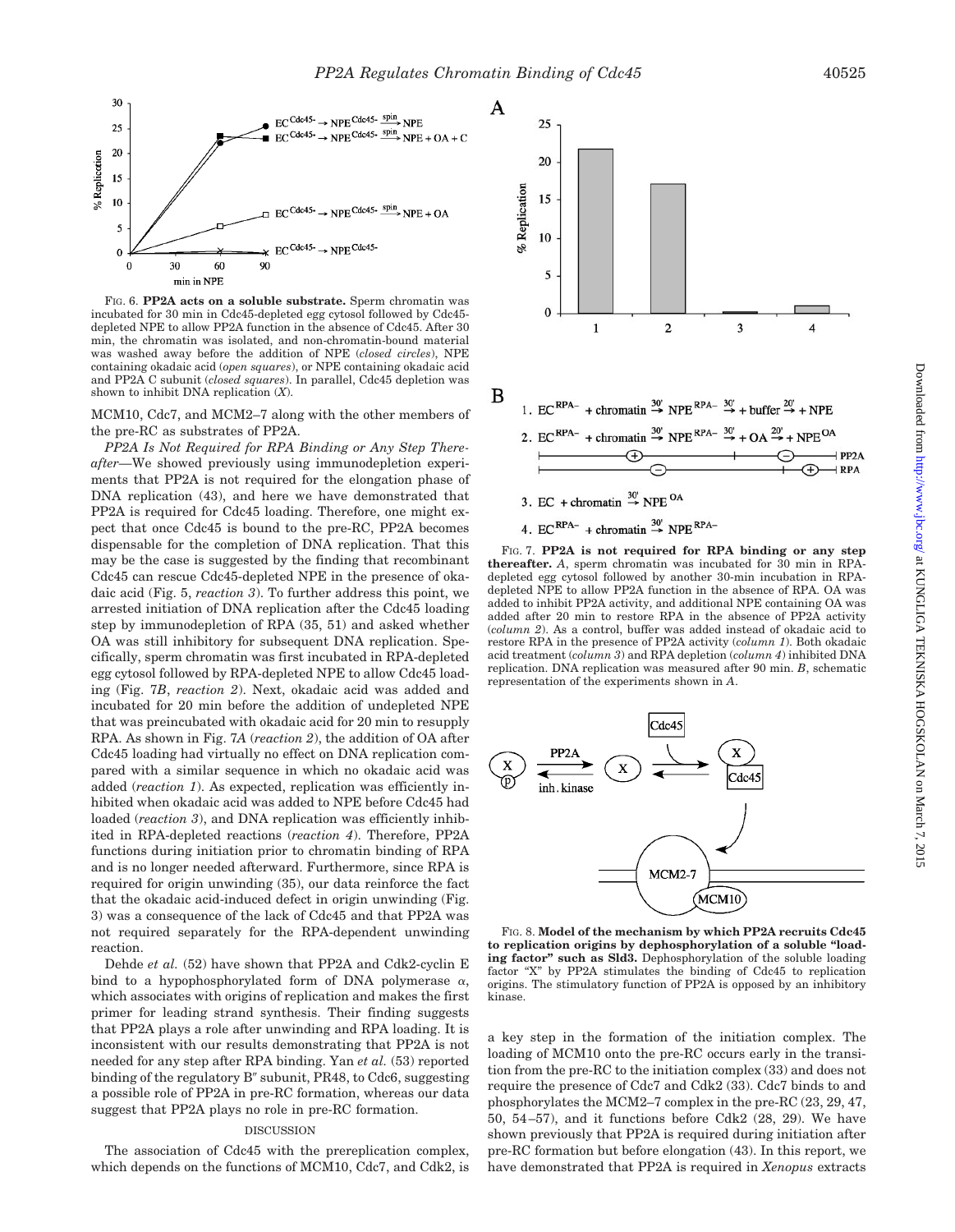FIG. 6. **PP2A acts on a soluble substrate.** Sperm chromatin was incubated for 30 min in Cdc45-depleted egg cytosol followed by Cdc45-depleted NPE to allow PP2A function in the absence of Cdc45. After 30 min, the chromatin was isolated, and non-chromatin-bound material was washed away before the addition of NPE (*closed circles*), NPE containing okadaic acid (*open squares*), or NPE containing okadaic acid and PP2A C subunit (*closed squares*). In parallel, Cdc45 depletion was shown to inhibit DNA replication (*X*).

MCM10, Cdc7, and MCM2–7 along with the other members of the pre-RC as substrates of PP2A.

*PP2A Is Not Required for RPA Binding or Any Step Thereafter*—We showed previously using immunodepletion experiments that PP2A is not required for the elongation phase of DNA replication (43), and here we have demonstrated that PP2A is required for Cdc45 loading. Therefore, one might expect that once Cdc45 is bound to the pre-RC, PP2A becomes dispensable for the completion of DNA replication. That this may be the case is suggested by the finding that recombinant Cdc45 can rescue Cdc45-depleted NPE in the presence of okadaic acid (Fig. 5, *reaction 3*). To further address this point, we arrested initiation of DNA replication after the Cdc45 loading step by immunodepletion of RPA (35, 51) and asked whether OA was still inhibitory for subsequent DNA replication. Specifically, sperm chromatin was first incubated in RPA-depleted egg cytosol followed by RPA-depleted NPE to allow Cdc45 loading (Fig. 7*B*, *reaction 2*). Next, okadaic acid was added and incubated for 20 min before the addition of undepleted NPE that was preincubated with okadaic acid for 20 min to resupply RPA. As shown in Fig. 7*A* (*reaction 2*), the addition of OA after Cdc45 loading had virtually no effect on DNA replication compared with a similar sequence in which no okadaic acid was added (*reaction 1*). As expected, replication was efficiently inhibited when okadaic acid was added to NPE before Cdc45 had loaded (*reaction 3*), and DNA replication was efficiently inhibited in RPA-depleted reactions (*reaction 4*). Therefore, PP2A functions during initiation prior to chromatin binding of RPA and is no longer needed afterward. Furthermore, since RPA is required for origin unwinding (35), our data reinforce the fact that the okadaic acid-induced defect in origin unwinding (Fig. 3) was a consequence of the lack of Cdc45 and that PP2A was not required separately for the RPA-dependent unwinding reaction.

Dehde *et al.* (52) have shown that PP2A and Cdk2-cyclin E bind to a hypophosphorylated form of DNA polymerase α, which associates with origins of replication and makes the first primer for leading strand synthesis. Their finding suggests that PP2A plays a role after unwinding and RPA loading. It is inconsistent with our results demonstrating that PP2A is not needed for any step after RPA binding. Yan *et al.* (53) reported binding of the regulatory B″ subunit, PR48, to Cdc6, suggesting a possible role of PP2A in pre-RC formation, whereas our data suggest that PP2A plays no role in pre-RC formation.

## DISCUSSION

The association of Cdc45 with the prereplication complex, which depends on the functions of MCM10, Cdc7, and Cdk2, is a key step in the formation of the initiation complex. The loading of MCM10 onto the pre-RC occurs early in the transition from the pre-RC to the initiation complex (33) and does not require the presence of Cdc7 and Cdk2 (33). Cdc7 binds to and phosphorylates the MCM2–7 complex in the pre-RC (23, 29, 47, 50, 54–57), and it functions before Cdk2 (28, 29). We have shown previously that PP2A is required during initiation after pre-RC formation but before elongation (43). In this report, we have demonstrated that PP2A is required in *Xenopus* extracts

FIG. 7. **PP2A is not required for RPA binding or any step thereafter.** *A*, sperm chromatin was incubated for 30 min in RPA-depleted egg cytosol followed by another 30-min incubation in RPA-depleted NPE to allow PP2A function in the absence of RPA. OA was added to inhibit PP2A activity, and additional NPE containing OA was added after 20 min to restore RPA in the absence of PP2A activity (*column 2*). As a control, buffer was added instead of okadaic acid to restore RPA in the presence of PP2A activity (*column 1*). Both okadaic acid treatment (*column 3*) and RPA depletion (*column 4*) inhibited DNA replication. DNA replication was measured after 90 min. *B*, schematic representation of the experiments shown in *A*.

FIG. 8. **Model of the mechanism by which PP2A recruits Cdc45 to replication origins by dephosphorylation of a soluble "loading factor" such as Sld3.** Dephosphorylation of the soluble loading factor "X" by PP2A stimulates the binding of Cdc45 to replication origins. The stimulatory function of PP2A is opposed by an inhibitory kinase.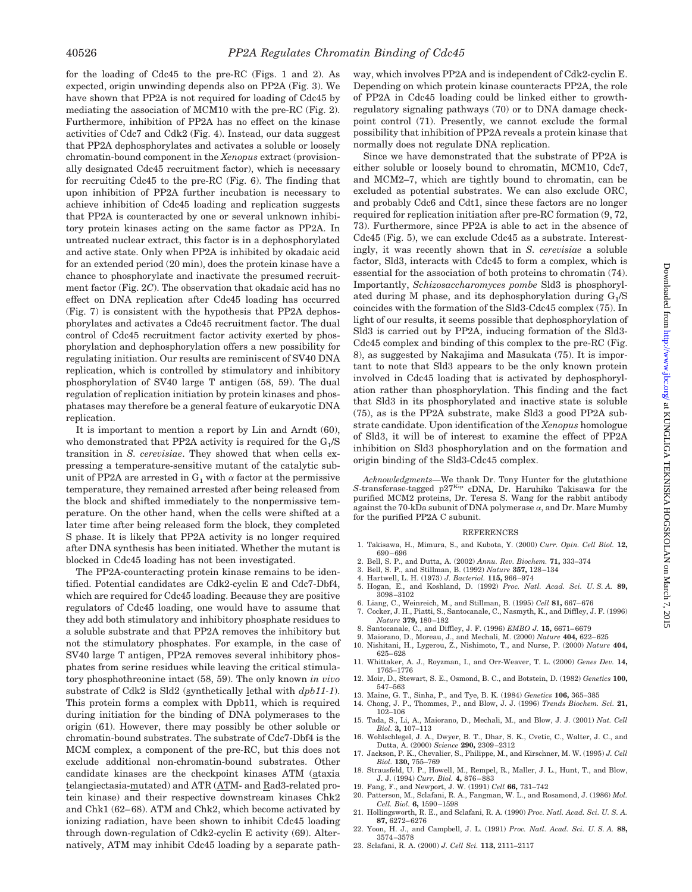for the loading of Cdc45 to the pre-RC (Figs. 1 and 2). As expected, origin unwinding depends also on PP2A (Fig. 3). We have shown that PP2A is not required for loading of Cdc45 by mediating the association of MCM10 with the pre-RC (Fig. 2). Furthermore, inhibition of PP2A has no effect on the kinase activities of Cdc7 and Cdk2 (Fig. 4). Instead, our data suggest that PP2A dephosphorylates and activates a soluble or loosely chromatin-bound component in the *Xenopus* extract (provisionally designated Cdc45 recruitment factor), which is necessary for recruiting Cdc45 to the pre-RC (Fig. 6). The finding that upon inhibition of PP2A further incubation is necessary to achieve inhibition of Cdc45 loading and replication suggests that PP2A is counteracted by one or several unknown inhibitory protein kinases acting on the same factor as PP2A. In untreated nuclear extract, this factor is in a dephosphorylated and active state. Only when PP2A is inhibited by okadaic acid for an extended period (20 min), does the protein kinase have a chance to phosphorylate and inactivate the presumed recruitment factor (Fig. 2*C*). The observation that okadaic acid has no effect on DNA replication after Cdc45 loading has occurred (Fig. 7) is consistent with the hypothesis that PP2A dephosphorylates and activates a Cdc45 recruitment factor. The dual control of Cdc45 recruitment factor activity exerted by phosphorylation and dephosphorylation offers a new possibility for regulating initiation. Our results are reminiscent of SV40 DNA replication, which is controlled by stimulatory and inhibitory phosphorylation of SV40 large T antigen (58, 59). The dual regulation of replication initiation by protein kinases and phosphatases may therefore be a general feature of eukaryotic DNA replication.

It is important to mention a report by Lin and Arndt (60), who demonstrated that PP2A activity is required for the $G_1$/S transition in *S. cerevisiae*. They showed that when cells expressing a temperature-sensitive mutant of the catalytic subunit of PP2A are arrested in $G_1$ with $\alpha$ factor at the permissive temperature, they remained arrested after being released from the block and shifted immediately to the nonpermissive temperature. On the other hand, when the cells were shifted at a later time after being released form the block, they completed S phase. It is likely that PP2A activity is no longer required after DNA synthesis has been initiated. Whether the mutant is blocked in Cdc45 loading has not been investigated.

The PP2A-counteracting protein kinase remains to be identified. Potential candidates are Cdk2-cyclin E and Cdc7-Dbf4, which are required for Cdc45 loading. Because they are positive regulators of Cdc45 loading, one would have to assume that they add both stimulatory and inhibitory phosphate residues to a soluble substrate and that PP2A removes the inhibitory but not the stimulatory phosphates. For example, in the case of SV40 large T antigen, PP2A removes several inhibitory phosphates from serine residues while leaving the critical stimulatory phosphothreonine intact (58, 59). The only known *in vivo* substrate of Cdk2 is Sld2 (synthetically lethal with *dpb11-1*). This protein forms a complex with Dpb11, which is required during initiation for the binding of DNA polymerases to the origin (61). However, there may possibly be other soluble or chromatin-bound substrates. The substrate of Cdc7-Dbf4 is the MCM complex, a component of the pre-RC, but this does not exclude additional non-chromatin-bound substrates. Other candidate kinases are the checkpoint kinases ATM (ataxia telangiectasia-mutated) and ATR (ATM- and Rad3-related protein kinase) and their respective downstream kinases Chk2 and Chk1 (62–68). ATM and Chk2, which become activated by ionizing radiation, have been shown to inhibit Cdc45 loading through down-regulation of Cdk2-cyclin E activity (69). Alternatively, ATM may inhibit Cdc45 loading by a separate pathway, which involves PP2A and is independent of Cdk2-cyclin E. Depending on which protein kinase counteracts PP2A, the role of PP2A in Cdc45 loading could be linked either to growth-regulatory signaling pathways (70) or to DNA damage checkpoint control (71). Presently, we cannot exclude the formal possibility that inhibition of PP2A reveals a protein kinase that normally does not regulate DNA replication.

Since we have demonstrated that the substrate of PP2A is either soluble or loosely bound to chromatin, MCM10, Cdc7, and MCM2–7, which are tightly bound to chromatin, can be excluded as potential substrates. We can also exclude ORC, and probably Cdc6 and Cdt1, since these factors are no longer required for replication initiation after pre-RC formation (9, 72, 73). Furthermore, since PP2A is able to act in the absence of Cdc45 (Fig. 5), we can exclude Cdc45 as a substrate. Interestingly, it was recently shown that in *S. cerevisiae* a soluble factor, Sld3, interacts with Cdc45 to form a complex, which is essential for the association of both proteins to chromatin (74). Importantly, *Schizosaccharomyces pombe* Sld3 is phosphorylated during M phase, and its dephosphorylation during $G_1$/S coincides with the formation of the Sld3-Cdc45 complex (75). In light of our results, it seems possible that dephosphorylation of Sld3 is carried out by PP2A, inducing formation of the Sld3-Cdc45 complex and binding of this complex to the pre-RC (Fig. 8), as suggested by Nakajima and Masukata (75). It is important to note that Sld3 appears to be the only known protein involved in Cdc45 loading that is activated by dephosphorylation rather than phosphorylation. This finding and the fact that Sld3 in its phosphorylated and inactive state is soluble (75), as is the PP2A substrate, make Sld3 a good PP2A substrate candidate. Upon identification of the *Xenopus* homologue of Sld3, it will be of interest to examine the effect of PP2A inhibition on Sld3 phosphorylation and on the formation and origin binding of the Sld3-Cdc45 complex.

*Acknowledgments*—We thank Dr. Tony Hunter for the glutathione *S*-transferase-tagged $p27^{Kip}$ cDNA, Dr. Haruhiko Takisawa for the purified MCM2 proteins, Dr. Teresa S. Wang for the rabbit antibody against the 70-kDa subunit of DNA polymerase $\alpha$, and Dr. Marc Mumby for the purified PP2A C subunit.

## REFERENCES

1. Takisawa, H., Mimura, S., and Kubota, Y. (2000) *Curr. Opin. Cell Biol.* **12,** 690–696
2. Bell, S. P., and Dutta, A. (2002) *Annu. Rev. Biochem.* **71,** 333–374
3. Bell, S. P., and Stillman, B. (1992) *Nature* **357,** 128–134
4. Hartwell, L. H. (1973) *J. Bacteriol.* **115,** 966–974
5. Hogan, E., and Koshland, D. (1992) *Proc. Natl. Acad. Sci. U. S. A.* **89,** 3098–3102
6. Liang, C., Weinreich, M., and Stillman, B. (1995) *Cell* **81,** 667–676
7. Cocker, J. H., Piatti, S., Santocanale, C., Nasmyth, K., and Diffley, J. F. (1996) *Nature* **379,** 180–182
8. Santocanale, C., and Diffley, J. F. (1996) *EMBO J.* **15,** 6671–6679
9. Maiorano, D., Moreau, J., and Mechali, M. (2000) *Nature* **404,** 622–625
10. Nishitani, H., Lygerou, Z., Nishimoto, T., and Nurse, P. (2000) *Nature* **404,** 625–628
11. Whittaker, A. J., Royzman, I., and Orr-Weaver, T. L. (2000) *Genes Dev.* **14,** 1765–1776
12. Moir, D., Stewart, S. E., Osmond, B. C., and Botstein, D. (1982) *Genetics* **100,** 547–563
13. Maine, G. T., Sinha, P., and Tye, B. K. (1984) *Genetics* **106,** 365–385
14. Chong, J. P., Thommes, P., and Blow, J. J. (1996) *Trends Biochem. Sci.* **21,** 102–106
15. Tada, S., Li, A., Maiorano, D., Mechali, M., and Blow, J. J. (2001) *Nat. Cell Biol.* **3,** 107–113
16. Wohlschlegel, J. A., Dwyer, B. T., Dhar, S. K., Cvetic, C., Walter, J. C., and Dutta, A. (2000) *Science* **290,** 2309–2312
17. Jackson, P. K., Chevalier, S., Philippe, M., and Kirschner, M. W. (1995) *J. Cell Biol.* **130,** 755–769
18. Strausfeld, U. P., Howell, M., Rempel, R., Maller, J. L., Hunt, T., and Blow, J. J. (1994) *Curr. Biol.* **4,** 876–883
19. Fang, F., and Newport, J. W. (1991) *Cell* **66,** 731–742
20. Patterson, M., Sclafani, R. A., Fangman, W. L., and Rosamond, J. (1986) *Mol. Cell. Biol.* **6,** 1590–1598
21. Hollingsworth, R. E., and Sclafani, R. A. (1990) *Proc. Natl. Acad. Sci. U. S. A.* **87,** 6272–6276
22. Yoon, H. J., and Campbell, J. L. (1991) *Proc. Natl. Acad. Sci. U. S. A.* **88,** 3574–3578
23. Sclafani, R. A. (2000) *J. Cell Sci.* **113,** 2111–2117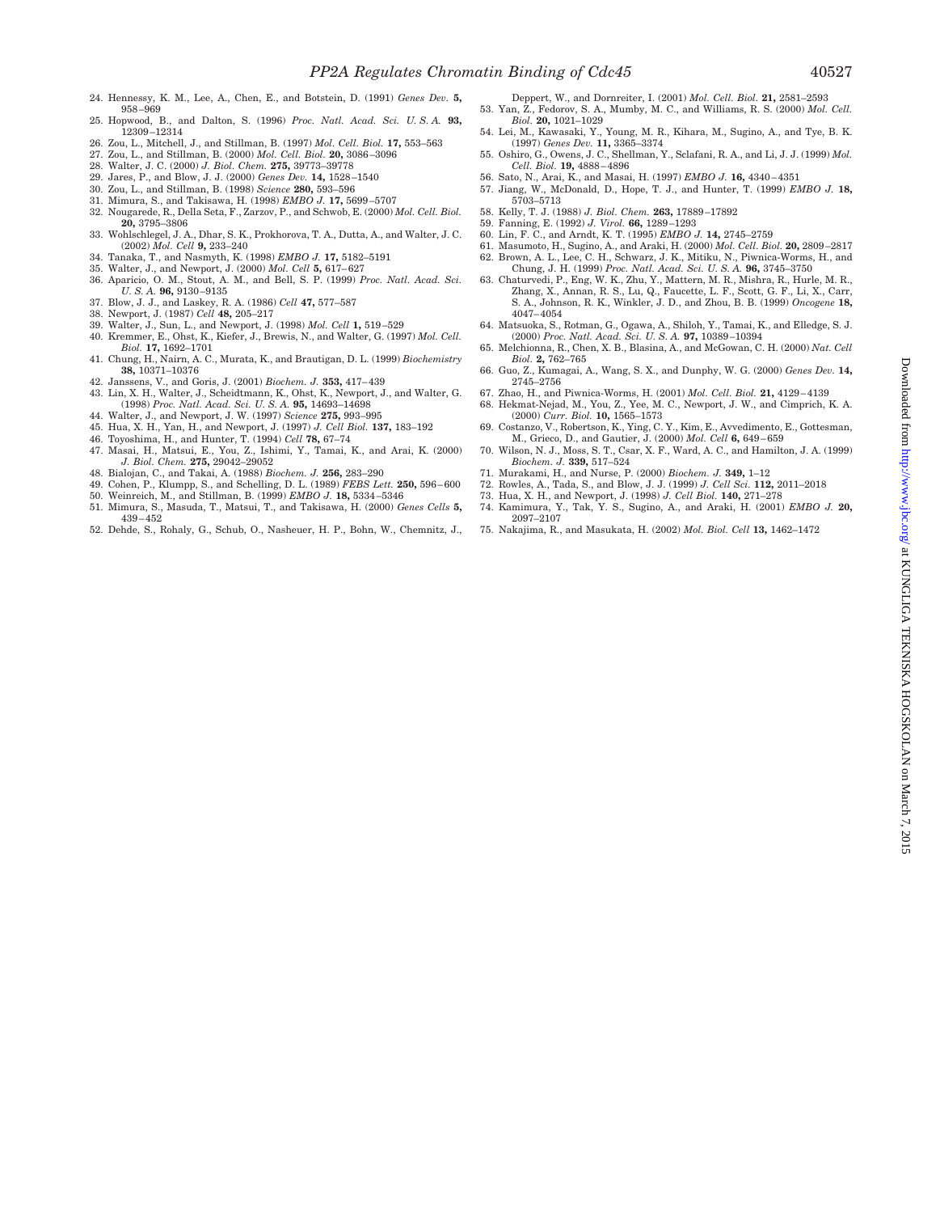24. Hennessy, K. M., Lee, A., Chen, E., and Botstein, D. (1991) *Genes Dev.* **5,** 958–969
25. Hopwood, B., and Dalton, S. (1996) *Proc. Natl. Acad. Sci. U. S. A.* **93,** 12309–12314
26. Zou, L., Mitchell, J., and Stillman, B. (1997) *Mol. Cell. Biol.* **17,** 553–563
27. Zou, L., and Stillman, B. (2000) *Mol. Cell. Biol.* **20,** 3086–3096
28. Walter, J. C. (2000) *J. Biol. Chem.* **275,** 39773–39778
29. Jares, P., and Blow, J. J. (2000) *Genes Dev.* **14,** 1528–1540
30. Zou, L., and Stillman, B. (1998) *Science* **280,** 593–596
31. Mimura, S., and Takisawa, H. (1998) *EMBO J.* **17,** 5699–5707
32. Nougarede, R., Della Seta, F., Zarzov, P., and Schwob, E. (2000) *Mol. Cell. Biol.* **20,** 3795–3806
33. Wohlschlegel, J. A., Dhar, S. K., Prokhorova, T. A., Dutta, A., and Walter, J. C. (2002) *Mol. Cell* **9,** 233–240
34. Tanaka, T., and Nasmyth, K. (1998) *EMBO J.* **17,** 5182–5191
35. Walter, J., and Newport, J. (2000) *Mol. Cell* **5,** 617–627
36. Aparicio, O. M., Stout, A. M., and Bell, S. P. (1999) *Proc. Natl. Acad. Sci. U. S. A.* **96,** 9130–9135
37. Blow, J. J., and Laskey, R. A. (1986) *Cell* **47,** 577–587
38. Newport, J. (1987) *Cell* **48,** 205–217
39. Walter, J., Sun, L., and Newport, J. (1998) *Mol. Cell* **1,** 519–529
40. Kremmer, E., Ohst, K., Kiefer, J., Brewis, N., and Walter, G. (1997) *Mol. Cell. Biol.* **17,** 1692–1701
41. Chung, H., Nairn, A. C., Murata, K., and Brautigan, D. L. (1999) *Biochemistry* **38,** 10371–10376
42. Janssens, V., and Goris, J. (2001) *Biochem. J.* **353,** 417–439
43. Lin, X. H., Walter, J., Scheidtmann, K., Ohst, K., Newport, J., and Walter, G. (1998) *Proc. Natl. Acad. Sci. U. S. A.* **95,** 14693–14698
44. Walter, J., and Newport, J. W. (1997) *Science* **275,** 993–995
45. Hua, X. H., Yan, H., and Newport, J. (1997) *J. Cell Biol.* **137,** 183–192
46. Toyoshima, H., and Hunter, T. (1994) *Cell* **78,** 67–74
47. Masai, H., Matsui, E., You, Z., Ishimi, Y., Tamai, K., and Arai, K. (2000) *J. Biol. Chem.* **275,** 29042–29052
48. Bialojan, C., and Takai, A. (1988) *Biochem. J.* **256,** 283–290
49. Cohen, P., Klumpp, S., and Schelling, D. L. (1989) *FEBS Lett.* **250,** 596–600
50. Weinreich, M., and Stillman, B. (1999) *EMBO J.* **18,** 5334–5346
51. Mimura, S., Masuda, T., Matsui, T., and Takisawa, H. (2000) *Genes Cells* **5,** 439–452
52. Dehde, S., Rohaly, G., Schub, O., Nasheuer, H. P., Bohn, W., Chemnitz, J., Deppert, W., and Dornreiter, I. (2001) *Mol. Cell. Biol.* **21,** 2581–2593
53. Yan, Z., Fedorov, S. A., Mumby, M. C., and Williams, R. S. (2000) *Mol. Cell. Biol.* **20,** 1021–1029
54. Lei, M., Kawasaki, Y., Young, M. R., Kihara, M., Sugino, A., and Tye, B. K. (1997) *Genes Dev.* **11,** 3365–3374
55. Oshiro, G., Owens, J. C., Shellman, Y., Sclafani, R. A., and Li, J. J. (1999) *Mol. Cell. Biol.* **19,** 4888–4896
56. Sato, N., Arai, K., and Masai, H. (1997) *EMBO J.* **16,** 4340–4351
57. Jiang, W., McDonald, D., Hope, T. J., and Hunter, T. (1999) *EMBO J.* **18,** 5703–5713
58. Kelly, T. J. (1988) *J. Biol. Chem.* **263,** 17889–17892
59. Fanning, E. (1992) *J. Virol.* **66,** 1289–1293
60. Lin, F. C., and Arndt, K. T. (1995) *EMBO J.* **14,** 2745–2759
61. Masumoto, H., Sugino, A., and Araki, H. (2000) *Mol. Cell. Biol.* **20,** 2809–2817
62. Brown, A. L., Lee, C. H., Schwarz, J. K., Mitiku, N., Piwnica-Worms, H., and Chung, J. H. (1999) *Proc. Natl. Acad. Sci. U. S. A.* **96,** 3745–3750
63. Chaturvedi, P., Eng, W. K., Zhu, Y., Mattern, M. R., Mishra, R., Hurle, M. R., Zhang, X., Annan, R. S., Lu, Q., Faucette, L. F., Scott, G. F., Li, X., Carr, S. A., Johnson, R. K., Winkler, J. D., and Zhou, B. B. (1999) *Oncogene* **18,** 4047–4054
64. Matsuoka, S., Rotman, G., Ogawa, A., Shiloh, Y., Tamai, K., and Elledge, S. J. (2000) *Proc. Natl. Acad. Sci. U. S. A.* **97,** 10389–10394
65. Melchionna, R., Chen, X. B., Blasina, A., and McGowan, C. H. (2000) *Nat. Cell Biol.* **2,** 762–765
66. Guo, Z., Kumagai, A., Wang, S. X., and Dunphy, W. G. (2000) *Genes Dev.* **14,** 2745–2756
67. Zhao, H., and Piwnica-Worms, H. (2001) *Mol. Cell. Biol.* **21,** 4129–4139
68. Hekmat-Nejad, M., You, Z., Yee, M. C., Newport, J. W., and Cimprich, K. A. (2000) *Curr. Biol.* **10,** 1565–1573
69. Costanzo, V., Robertson, K., Ying, C. Y., Kim, E., Avvedimento, E., Gottesman, M., Grieco, D., and Gautier, J. (2000) *Mol. Cell* **6,** 649–659
70. Wilson, N. J., Moss, S. T., Csar, X. F., Ward, A. C., and Hamilton, J. A. (1999) *Biochem. J.* **339,** 517–524
71. Murakami, H., and Nurse, P. (2000) *Biochem. J.* **349,** 1–12
72. Rowles, A., Tada, S., and Blow, J. J. (1999) *J. Cell Sci.* **112,** 2011–2018
73. Hua, X. H., and Newport, J. (1998) *J. Cell Biol.* **140,** 271–278
74. Kamimura, Y., Tak, Y. S., Sugino, A., and Araki, H. (2001) *EMBO J.* **20,** 2097–2107
75. Nakajima, R., and Masukata, H. (2002) *Mol. Biol. Cell* **13,** 1462–1472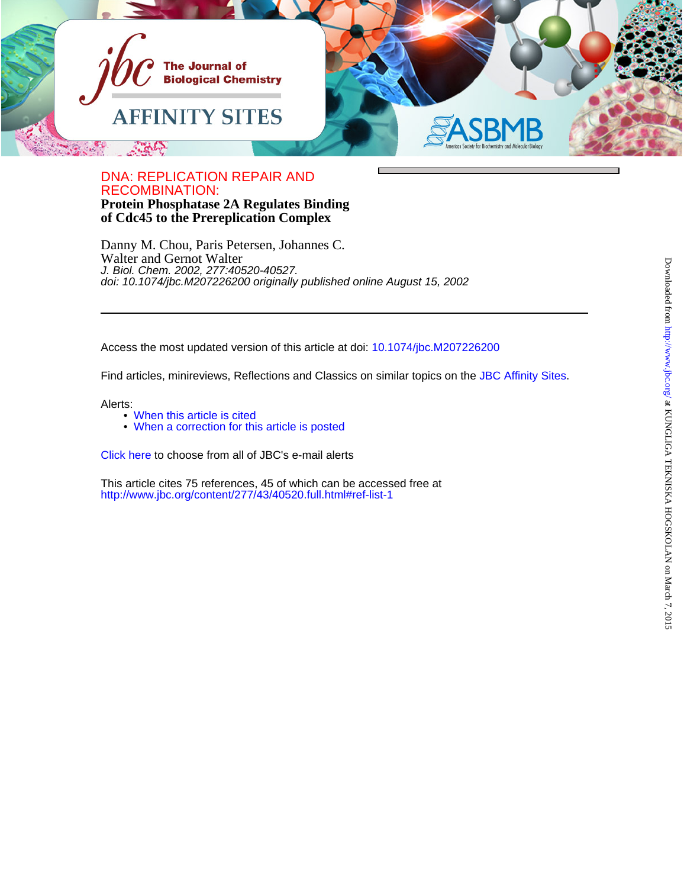**JBC The Journal of Biological Chemistry**

**AFFINITY SITES**

DNA: REPLICATION REPAIR AND RECOMBINATION:

**Protein Phosphatase 2A Regulates Binding of Cdc45 to the Prereplication Complex**

Danny M. Chou, Paris Petersen, Johannes C. Walter and Gernot Walter

*J. Biol. Chem. 2002, 277:40520-40527.*

*doi: 10.1074/jbc.M207226200 originally published online August 15, 2002*

---

Access the most updated version of this article at doi: 10.1074/jbc.M207226200

Find articles, minireviews, Reflections and Classics on similar topics on the JBC Affinity Sites.

Alerts:

- When this article is cited
- When a correction for this article is posted

Click here to choose from all of JBC's e-mail alerts

This article cites 75 references, 45 of which can be accessed free at http://www.jbc.org/content/277/43/40520.full.html#ref-list-1

Downloaded from http://www.jbc.org/ at KUNGLIGA TEKNISKA HOGSKOLAN on March 7, 2015